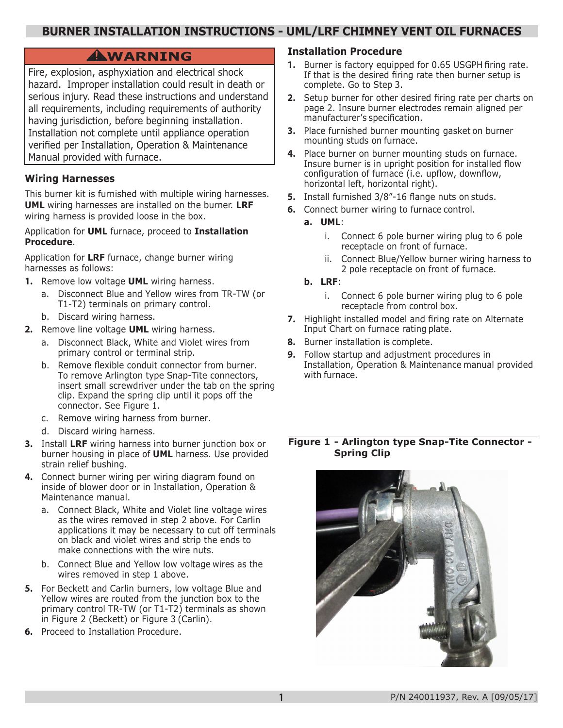# BURNER INSTALLATION INSTRUCTIONS - UML/LRF CHIMNEY VENT OIL FURNACES

## ⚠WARNING

Fire, explosion, asphyxiation and electrical shock hazard. Improper installation could result in death or serious injury. Read these instructions and understand all requirements, including requirements of authority having jurisdiction, before beginning installation. Installation not complete until appliance operation verified per Installation, Operation & Maintenance Manual provided with furnace.

### Wiring Harnesses

This burner kit is furnished with multiple wiring harnesses. **UML** wiring harnesses are installed on the burner. **LRF** wiring harness is provided loose in the box.

Application for **UML** furnace, proceed to **Installation Procedure**.

Application for **LRF** furnace, change burner wiring harnesses as follows:

1. Remove low voltage **UML** wiring harness.
   a. Disconnect Blue and Yellow wires from TR-TW (or T1-T2) terminals on primary control.
   b. Discard wiring harness.
2. Remove line voltage **UML** wiring harness.
   a. Disconnect Black, White and Violet wires from primary control or terminal strip.
   b. Remove flexible conduit connector from burner. To remove Arlington type Snap-Tite connectors, insert small screwdriver under the tab on the spring clip. Expand the spring clip until it pops off the connector. See Figure 1.
   c. Remove wiring harness from burner.
   d. Discard wiring harness.
3. Install **LRF** wiring harness into burner junction box or burner housing in place of **UML** harness. Use provided strain relief bushing.
4. Connect burner wiring per wiring diagram found on inside of blower door or in Installation, Operation & Maintenance manual.
   a. Connect Black, White and Violet line voltage wires as the wires removed in step 2 above. For Carlin applications it may be necessary to cut off terminals on black and violet wires and strip the ends to make connections with the wire nuts.
   b. Connect Blue and Yellow low voltage wires as the wires removed in step 1 above.
5. For Beckett and Carlin burners, low voltage Blue and Yellow wires are routed from the junction box to the primary control TR-TW (or T1-T2) terminals as shown in Figure 2 (Beckett) or Figure 3 (Carlin).
6. Proceed to Installation Procedure.

### Installation Procedure

1. Burner is factory equipped for 0.65 USGPH firing rate. If that is the desired firing rate then burner setup is complete. Go to Step 3.
2. Setup burner for other desired firing rate per charts on page 2. Insure burner electrodes remain aligned per manufacturer's specification.
3. Place furnished burner mounting gasket on burner mounting studs on furnace.
4. Place burner on burner mounting studs on furnace. Insure burner is in upright position for installed flow configuration of furnace (i.e. upflow, downflow, horizontal left, horizontal right).
5. Install furnished 3/8"-16 flange nuts on studs.
6. Connect burner wiring to furnace control.
   **a. UML**:
      i. Connect 6 pole burner wiring plug to 6 pole receptacle on front of furnace.
      ii. Connect Blue/Yellow burner wiring harness to 2 pole receptacle on front of furnace.
   **b. LRF**:
      i. Connect 6 pole burner wiring plug to 6 pole receptacle from control box.
7. Highlight installed model and firing rate on Alternate Input Chart on furnace rating plate.
8. Burner installation is complete.
9. Follow startup and adjustment procedures in Installation, Operation & Maintenance manual provided with furnace.

**Figure 1 - Arlington type Snap-Tite Connector - Spring Clip**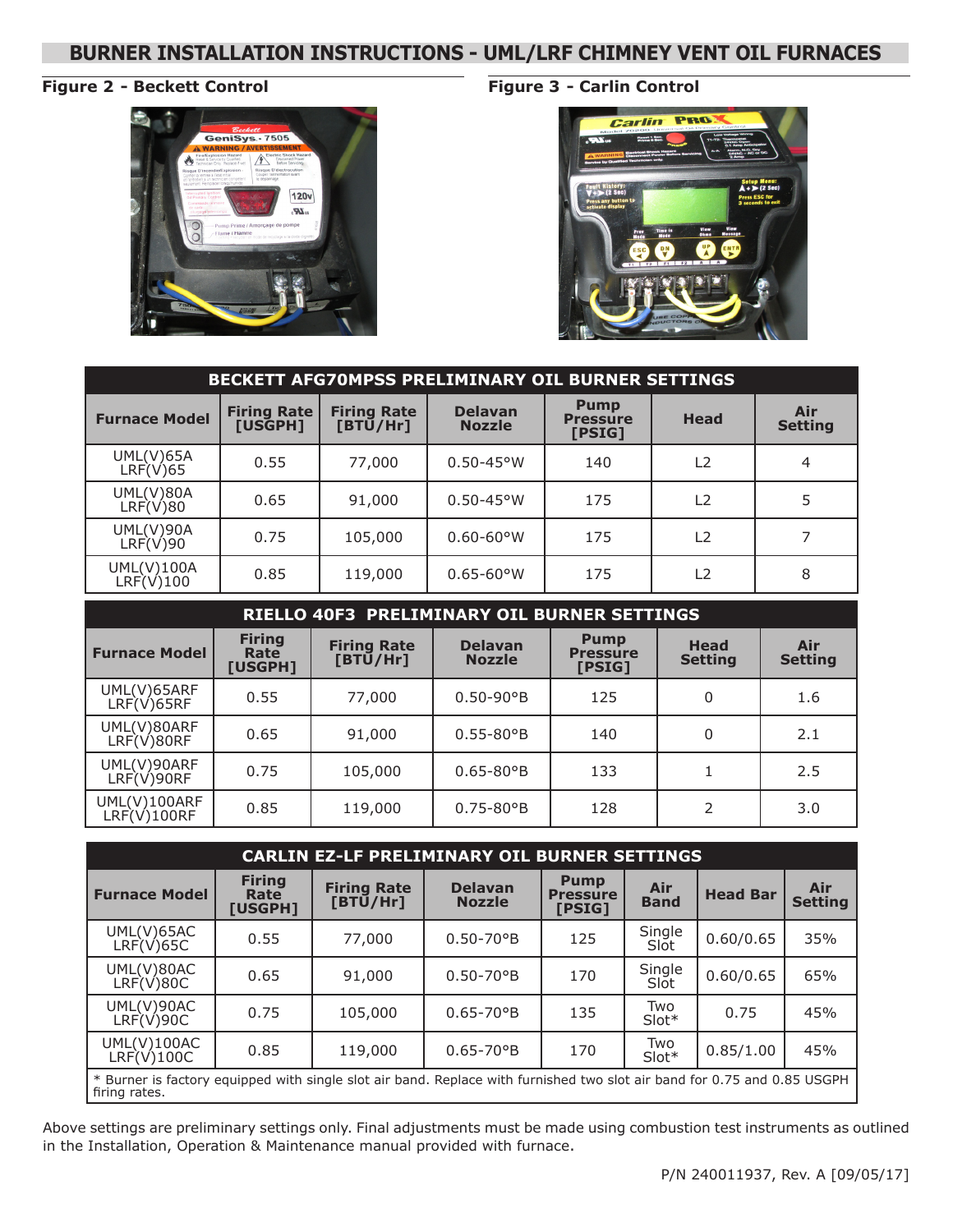# BURNER INSTALLATION INSTRUCTIONS - UML/LRF CHIMNEY VENT OIL FURNACES

**Figure 2 - Beckett Control**

**Figure 3 - Carlin Control**

| BECKETT AFG70MPSS PRELIMINARY OIL BURNER SETTINGS | | | | | | |
|---|---|---|---|---|---|---|
| **Furnace Model** | **Firing Rate [USGPH]** | **Firing Rate [BTU/Hr]** | **Delavan Nozzle** | **Pump Pressure [PSIG]** | **Head** | **Air Setting** |
| UML(V)65A LRF(V)65 | 0.55 | 77,000 | 0.50-45°W | 140 | L2 | 4 |
| UML(V)80A LRF(V)80 | 0.65 | 91,000 | 0.50-45°W | 175 | L2 | 5 |
| UML(V)90A LRF(V)90 | 0.75 | 105,000 | 0.60-60°W | 175 | L2 | 7 |
| UML(V)100A LRF(V)100 | 0.85 | 119,000 | 0.65-60°W | 175 | L2 | 8 |

| RIELLO 40F3 PRELIMINARY OIL BURNER SETTINGS | | | | | | |
|---|---|---|---|---|---|---|
| **Furnace Model** | **Firing Rate [USGPH]** | **Firing Rate [BTU/Hr]** | **Delavan Nozzle** | **Pump Pressure [PSIG]** | **Head Setting** | **Air Setting** |
| UML(V)65ARF LRF(V)65RF | 0.55 | 77,000 | 0.50-90°B | 125 | 0 | 1.6 |
| UML(V)80ARF LRF(V)80RF | 0.65 | 91,000 | 0.55-80°B | 140 | 0 | 2.1 |
| UML(V)90ARF LRF(V)90RF | 0.75 | 105,000 | 0.65-80°B | 133 | 1 | 2.5 |
| UML(V)100ARF LRF(V)100RF | 0.85 | 119,000 | 0.75-80°B | 128 | 2 | 3.0 |

| CARLIN EZ-LF PRELIMINARY OIL BURNER SETTINGS | | | | | | | |
|---|---|---|---|---|---|---|---|
| **Furnace Model** | **Firing Rate [USGPH]** | **Firing Rate [BTU/Hr]** | **Delavan Nozzle** | **Pump Pressure [PSIG]** | **Air Band** | **Head Bar** | **Air Setting** |
| UML(V)65AC LRF(V)65C | 0.55 | 77,000 | 0.50-70°B | 125 | Single Slot | 0.60/0.65 | 35% |
| UML(V)80AC LRF(V)80C | 0.65 | 91,000 | 0.50-70°B | 170 | Single Slot | 0.60/0.65 | 65% |
| UML(V)90AC LRF(V)90C | 0.75 | 105,000 | 0.65-70°B | 135 | Two Slot* | 0.75 | 45% |
| UML(V)100AC LRF(V)100C | 0.85 | 119,000 | 0.65-70°B | 170 | Two Slot* | 0.85/1.00 | 45% |

* Burner is factory equipped with single slot air band. Replace with furnished two slot air band for 0.75 and 0.85 USGPH firing rates.

Above settings are preliminary settings only. Final adjustments must be made using combustion test instruments as outlined in the Installation, Operation & Maintenance manual provided with furnace.

P/N 240011937, Rev. A [09/05/17]